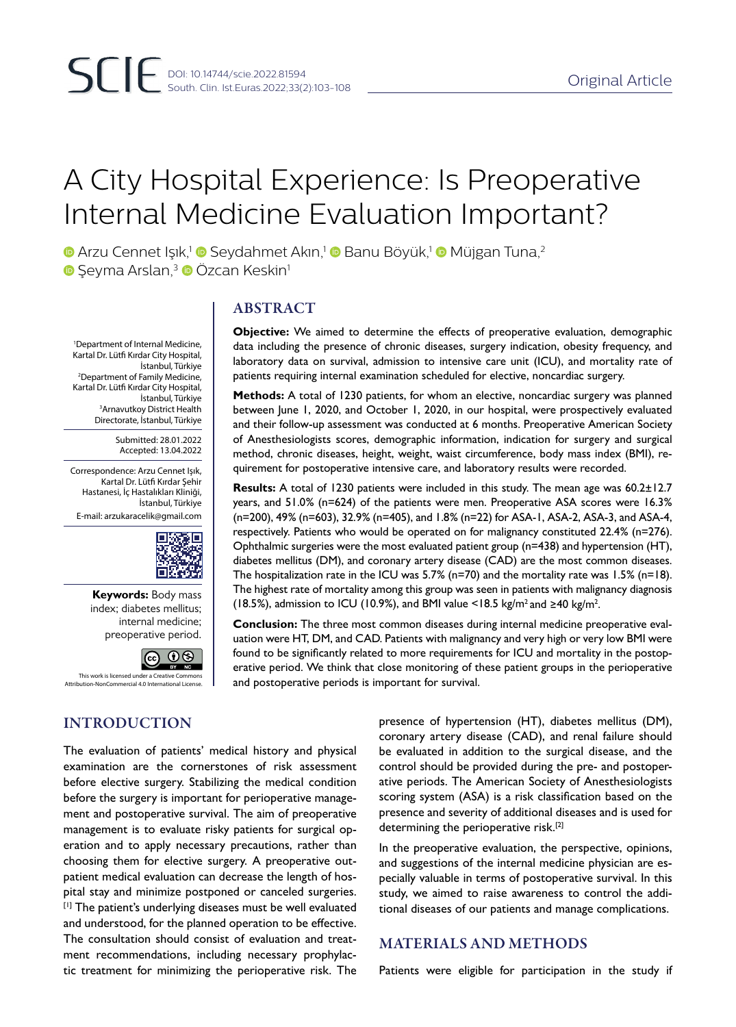Original Article

# A City Hospital Experience: Is Preoperative Internal Medicine Evaluation Important?

Arzu Cennet Işık,[1] Seydahmet Akın,[1] Banu Böyük,[1] Müjgan Tuna,[2] Şeyma Arslan,[3] Özcan Keskin[1]

[1]Department of Internal Medicine, Kartal Dr. Lütfi Kırdar City Hospital, İstanbul, Türkiye
[2]Department of Family Medicine, Kartal Dr. Lütfi Kırdar City Hospital, İstanbul, Türkiye
[3]Arnavutkoy District Health Directorate, İstanbul, Türkiye

Submitted: 28.01.2022
Accepted: 13.04.2022

Correspondence: Arzu Cennet Işık, Kartal Dr. Lütfi Kırdar Şehir Hastanesi, İç Hastalıkları Kliniği, İstanbul, Türkiye
E-mail: arzukaracelik@gmail.com

**Keywords:** Body mass index; diabetes mellitus; internal medicine; preoperative period.

This work is licensed under a Creative Commons Attribution-NonCommercial 4.0 International License.

## ABSTRACT

**Objective:** We aimed to determine the effects of preoperative evaluation, demographic data including the presence of chronic diseases, surgery indication, obesity frequency, and laboratory data on survival, admission to intensive care unit (ICU), and mortality rate of patients requiring internal examination scheduled for elective, noncardiac surgery.

**Methods:** A total of 1230 patients, for whom an elective, noncardiac surgery was planned between June 1, 2020, and October 1, 2020, in our hospital, were prospectively evaluated and their follow-up assessment was conducted at 6 months. Preoperative American Society of Anesthesiologists scores, demographic information, indication for surgery and surgical method, chronic diseases, height, weight, waist circumference, body mass index (BMI), requirement for postoperative intensive care, and laboratory results were recorded.

**Results:** A total of 1230 patients were included in this study. The mean age was 60.2±12.7 years, and 51.0% (n=624) of the patients were men. Preoperative ASA scores were 16.3% (n=200), 49% (n=603), 32.9% (n=405), and 1.8% (n=22) for ASA-1, ASA-2, ASA-3, and ASA-4, respectively. Patients who would be operated on for malignancy constituted 22.4% (n=276). Ophthalmic surgeries were the most evaluated patient group (n=438) and hypertension (HT), diabetes mellitus (DM), and coronary artery disease (CAD) are the most common diseases. The hospitalization rate in the ICU was 5.7% (n=70) and the mortality rate was 1.5% (n=18). The highest rate of mortality among this group was seen in patients with malignancy diagnosis (18.5%), admission to ICU (10.9%), and BMI value <18.5 kg/m$^2$ and ≥40 kg/m$^2$.

**Conclusion:** The three most common diseases during internal medicine preoperative evaluation were HT, DM, and CAD. Patients with malignancy and very high or very low BMI were found to be significantly related to more requirements for ICU and mortality in the postoperative period. We think that close monitoring of these patient groups in the perioperative and postoperative periods is important for survival.

## INTRODUCTION

The evaluation of patients' medical history and physical examination are the cornerstones of risk assessment before elective surgery. Stabilizing the medical condition before the surgery is important for perioperative management and postoperative survival. The aim of preoperative management is to evaluate risky patients for surgical operation and to apply necessary precautions, rather than choosing them for elective surgery. A preoperative outpatient medical evaluation can decrease the length of hospital stay and minimize postponed or canceled surgeries.[1] The patient's underlying diseases must be well evaluated and understood, for the planned operation to be effective. The consultation should consist of evaluation and treatment recommendations, including necessary prophylactic treatment for minimizing the perioperative risk. The presence of hypertension (HT), diabetes mellitus (DM), coronary artery disease (CAD), and renal failure should be evaluated in addition to the surgical disease, and the control should be provided during the pre- and postoperative periods. The American Society of Anesthesiologists scoring system (ASA) is a risk classification based on the presence and severity of additional diseases and is used for determining the perioperative risk.[2]

In the preoperative evaluation, the perspective, opinions, and suggestions of the internal medicine physician are especially valuable in terms of postoperative survival. In this study, we aimed to raise awareness to control the additional diseases of our patients and manage complications.

## MATERIALS AND METHODS

Patients were eligible for participation in the study if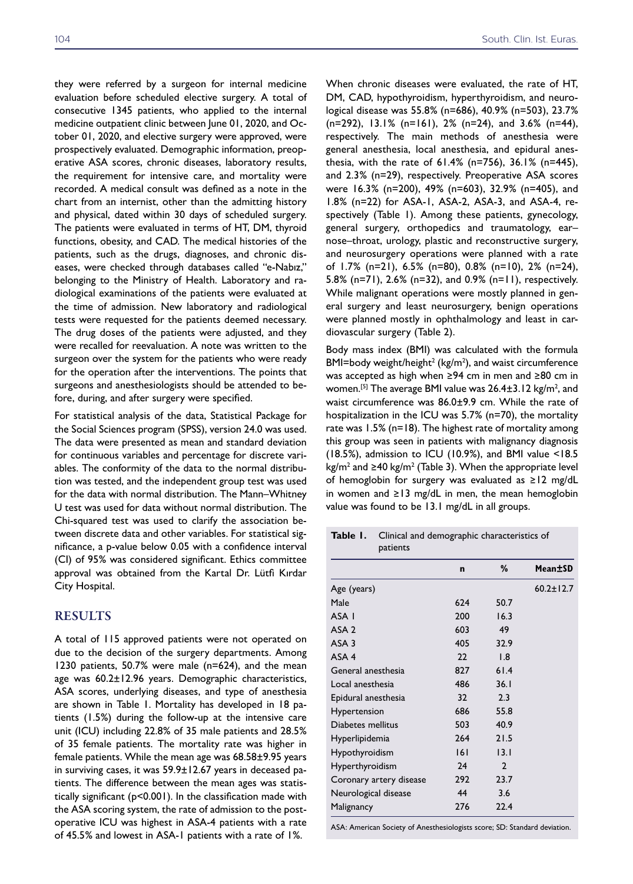they were referred by a surgeon for internal medicine evaluation before scheduled elective surgery. A total of consecutive 1345 patients, who applied to the internal medicine outpatient clinic between June 01, 2020, and October 01, 2020, and elective surgery were approved, were prospectively evaluated. Demographic information, preoperative ASA scores, chronic diseases, laboratory results, the requirement for intensive care, and mortality were recorded. A medical consult was defined as a note in the chart from an internist, other than the admitting history and physical, dated within 30 days of scheduled surgery. The patients were evaluated in terms of HT, DM, thyroid functions, obesity, and CAD. The medical histories of the patients, such as the drugs, diagnoses, and chronic diseases, were checked through databases called "e-Nabız," belonging to the Ministry of Health. Laboratory and radiological examinations of the patients were evaluated at the time of admission. New laboratory and radiological tests were requested for the patients deemed necessary. The drug doses of the patients were adjusted, and they were recalled for reevaluation. A note was written to the surgeon over the system for the patients who were ready for the operation after the interventions. The points that surgeons and anesthesiologists should be attended to before, during, and after surgery were specified.

For statistical analysis of the data, Statistical Package for the Social Sciences program (SPSS), version 24.0 was used. The data were presented as mean and standard deviation for continuous variables and percentage for discrete variables. The conformity of the data to the normal distribution was tested, and the independent group test was used for the data with normal distribution. The Mann–Whitney U test was used for data without normal distribution. The Chi-squared test was used to clarify the association between discrete data and other variables. For statistical significance, a p-value below 0.05 with a confidence interval (CI) of 95% was considered significant. Ethics committee approval was obtained from the Kartal Dr. Lütfi Kırdar City Hospital.

## RESULTS

A total of 115 approved patients were not operated on due to the decision of the surgery departments. Among 1230 patients, 50.7% were male (n=624), and the mean age was 60.2±12.96 years. Demographic characteristics, ASA scores, underlying diseases, and type of anesthesia are shown in Table 1. Mortality has developed in 18 patients (1.5%) during the follow-up at the intensive care unit (ICU) including 22.8% of 35 male patients and 28.5% of 35 female patients. The mortality rate was higher in female patients. While the mean age was 68.58±9.95 years in surviving cases, it was 59.9±12.67 years in deceased patients. The difference between the mean ages was statistically significant ($p<0.001$). In the classification made with the ASA scoring system, the rate of admission to the postoperative ICU was highest in ASA-4 patients with a rate of 45.5% and lowest in ASA-1 patients with a rate of 1%.

When chronic diseases were evaluated, the rate of HT, DM, CAD, hypothyroidism, hyperthyroidism, and neurological disease was 55.8% (n=686), 40.9% (n=503), 23.7% (n=292), 13.1% (n=161), 2% (n=24), and 3.6% (n=44), respectively. The main methods of anesthesia were general anesthesia, local anesthesia, and epidural anesthesia, with the rate of 61.4% (n=756), 36.1% (n=445), and 2.3% (n=29), respectively. Preoperative ASA scores were 16.3% (n=200), 49% (n=603), 32.9% (n=405), and 1.8% (n=22) for ASA-1, ASA-2, ASA-3, and ASA-4, respectively (Table 1). Among these patients, gynecology, general surgery, orthopedics and traumatology, ear–nose–throat, urology, plastic and reconstructive surgery, and neurosurgery operations were planned with a rate of 1.7% (n=21), 6.5% (n=80), 0.8% (n=10), 2% (n=24), 5.8% (n=71), 2.6% (n=32), and 0.9% (n=11), respectively. While malignant operations were mostly planned in general surgery and least neurosurgery, benign operations were planned mostly in ophthalmology and least in cardiovascular surgery (Table 2).

Body mass index (BMI) was calculated with the formula BMI=body weight/height$^2$ (kg/m$^2$), and waist circumference was accepted as high when ≥94 cm in men and ≥80 cm in women.[5] The average BMI value was 26.4±3.12 kg/m$^2$, and waist circumference was 86.0±9.9 cm. While the rate of hospitalization in the ICU was 5.7% (n=70), the mortality rate was 1.5% (n=18). The highest rate of mortality among this group was seen in patients with malignancy diagnosis (18.5%), admission to ICU (10.9%), and BMI value <18.5 kg/m$^2$ and ≥40 kg/m$^2$ (Table 3). When the appropriate level of hemoglobin for surgery was evaluated as ≥12 mg/dL in women and ≥13 mg/dL in men, the mean hemoglobin value was found to be 13.1 mg/dL in all groups.

**Table 1.** Clinical and demographic characteristics of patients

| | n | % | Mean±SD |
|---|---|---|---|
| Age (years) | | | 60.2±12.7 |
| Male | 624 | 50.7 | |
| ASA 1 | 200 | 16.3 | |
| ASA 2 | 603 | 49 | |
| ASA 3 | 405 | 32.9 | |
| ASA 4 | 22 | 1.8 | |
| General anesthesia | 827 | 61.4 | |
| Local anesthesia | 486 | 36.1 | |
| Epidural anesthesia | 32 | 2.3 | |
| Hypertension | 686 | 55.8 | |
| Diabetes mellitus | 503 | 40.9 | |
| Hyperlipidemia | 264 | 21.5 | |
| Hypothyroidism | 161 | 13.1 | |
| Hyperthyroidism | 24 | 2 | |
| Coronary artery disease | 292 | 23.7 | |
| Neurological disease | 44 | 3.6 | |
| Malignancy | 276 | 22.4 | |

ASA: American Society of Anesthesiologists score; SD: Standard deviation.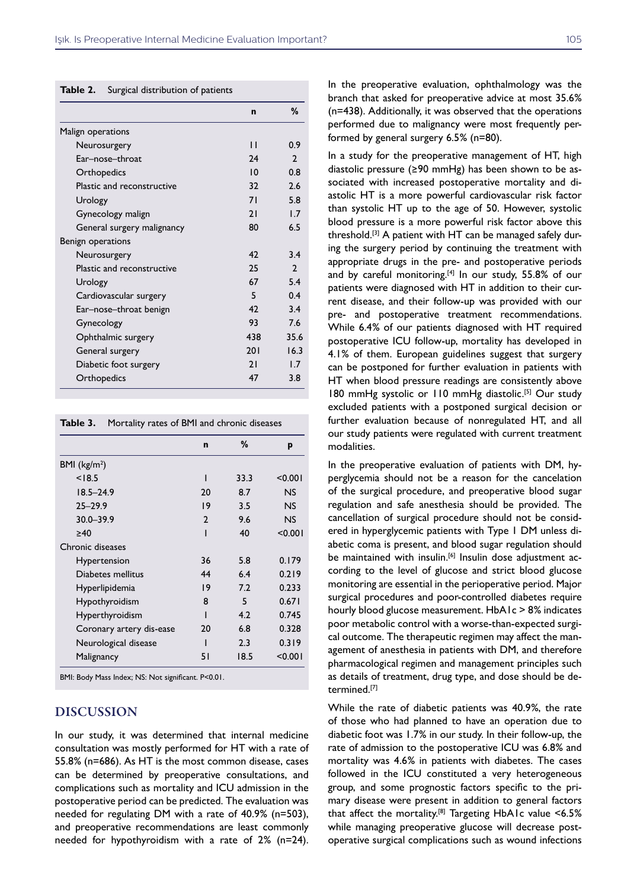**Table 2.** Surgical distribution of patients

| | n | % |
|---|---|---|
| Malign operations | | |
| Neurosurgery | 11 | 0.9 |
| Ear–nose–throat | 24 | 2 |
| Orthopedics | 10 | 0.8 |
| Plastic and reconstructive | 32 | 2.6 |
| Urology | 71 | 5.8 |
| Gynecology malign | 21 | 1.7 |
| General surgery malignancy | 80 | 6.5 |
| Benign operations | | |
| Neurosurgery | 42 | 3.4 |
| Plastic and reconstructive | 25 | 2 |
| Urology | 67 | 5.4 |
| Cardiovascular surgery | 5 | 0.4 |
| Ear–nose–throat benign | 42 | 3.4 |
| Gynecology | 93 | 7.6 |
| Ophthalmic surgery | 438 | 35.6 |
| General surgery | 201 | 16.3 |
| Diabetic foot surgery | 21 | 1.7 |
| Orthopedics | 47 | 3.8 |

**Table 3.** Mortality rates of BMI and chronic diseases

| | n | % | p |
|---|---|---|---|
| BMI (kg/m$^2$) | | | |
| <18.5 | 1 | 33.3 | <0.001 |
| 18.5–24.9 | 20 | 8.7 | NS |
| 25–29.9 | 19 | 3.5 | NS |
| 30.0–39.9 | 2 | 9.6 | NS |
| ≥40 | 1 | 40 | <0.001 |
| Chronic diseases | | | |
| Hypertension | 36 | 5.8 | 0.179 |
| Diabetes mellitus | 44 | 6.4 | 0.219 |
| Hyperlipidemia | 19 | 7.2 | 0.233 |
| Hypothyroidism | 8 | 5 | 0.671 |
| Hyperthyroidism | 1 | 4.2 | 0.745 |
| Coronary artery dis-ease | 20 | 6.8 | 0.328 |
| Neurological disease | 1 | 2.3 | 0.319 |
| Malignancy | 51 | 18.5 | <0.001 |

BMI: Body Mass Index; NS: Not significant. P<0.01.

## DISCUSSION

In our study, it was determined that internal medicine consultation was mostly performed for HT with a rate of 55.8% (n=686). As HT is the most common disease, cases can be determined by preoperative consultations, and complications such as mortality and ICU admission in the postoperative period can be predicted. The evaluation was needed for regulating DM with a rate of 40.9% (n=503), and preoperative recommendations are least commonly needed for hypothyroidism with a rate of 2% (n=24). In the preoperative evaluation, ophthalmology was the branch that asked for preoperative advice at most 35.6% (n=438). Additionally, it was observed that the operations performed due to malignancy were most frequently performed by general surgery 6.5% (n=80).

In a study for the preoperative management of HT, high diastolic pressure (≥90 mmHg) has been shown to be associated with increased postoperative mortality and diastolic HT is a more powerful cardiovascular risk factor than systolic HT up to the age of 50. However, systolic blood pressure is a more powerful risk factor above this threshold.[3] A patient with HT can be managed safely during the surgery period by continuing the treatment with appropriate drugs in the pre- and postoperative periods and by careful monitoring.[4] In our study, 55.8% of our patients were diagnosed with HT in addition to their current disease, and their follow-up was provided with our pre- and postoperative treatment recommendations. While 6.4% of our patients diagnosed with HT required postoperative ICU follow-up, mortality has developed in 4.1% of them. European guidelines suggest that surgery can be postponed for further evaluation in patients with HT when blood pressure readings are consistently above 180 mmHg systolic or 110 mmHg diastolic.[5] Our study excluded patients with a postponed surgical decision or further evaluation because of nonregulated HT, and all our study patients were regulated with current treatment modalities.

In the preoperative evaluation of patients with DM, hyperglycemia should not be a reason for the cancelation of the surgical procedure, and preoperative blood sugar regulation and safe anesthesia should be provided. The cancellation of surgical procedure should not be considered in hyperglycemic patients with Type 1 DM unless diabetic coma is present, and blood sugar regulation should be maintained with insulin.[6] Insulin dose adjustment according to the level of glucose and strict blood glucose monitoring are essential in the perioperative period. Major surgical procedures and poor-controlled diabetes require hourly blood glucose measurement. HbA1c > 8% indicates poor metabolic control with a worse-than-expected surgical outcome. The therapeutic regimen may affect the management of anesthesia in patients with DM, and therefore pharmacological regimen and management principles such as details of treatment, drug type, and dose should be determined.[7]

While the rate of diabetic patients was 40.9%, the rate of those who had planned to have an operation due to diabetic foot was 1.7% in our study. In their follow-up, the rate of admission to the postoperative ICU was 6.8% and mortality was 4.6% in patients with diabetes. The cases followed in the ICU constituted a very heterogeneous group, and some prognostic factors specific to the primary disease were present in addition to general factors that affect the mortality.[8] Targeting HbA1c value <6.5% while managing preoperative glucose will decrease postoperative surgical complications such as wound infections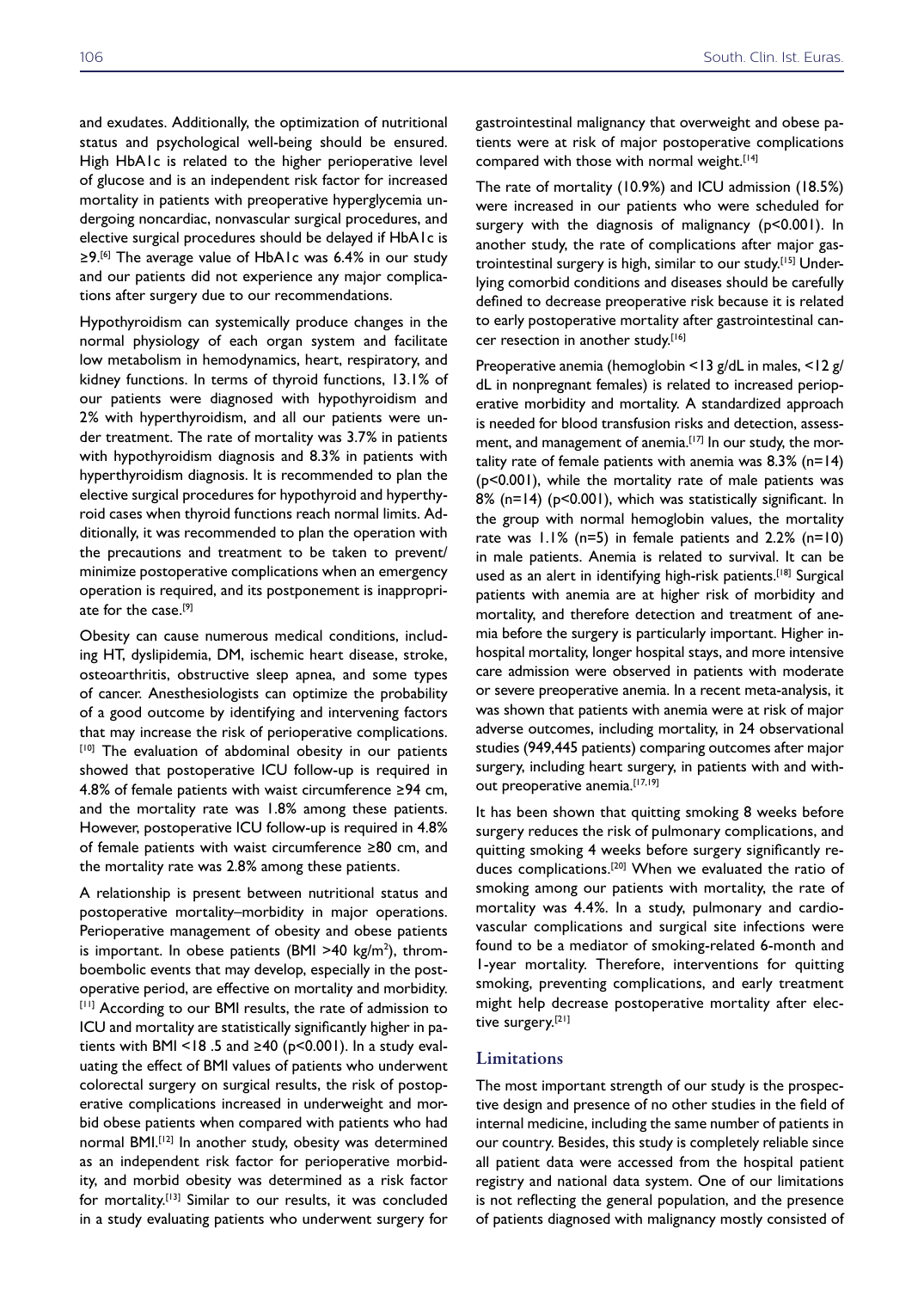and exudates. Additionally, the optimization of nutritional status and psychological well-being should be ensured. High HbA1c is related to the higher perioperative level of glucose and is an independent risk factor for increased mortality in patients with preoperative hyperglycemia undergoing noncardiac, nonvascular surgical procedures, and elective surgical procedures should be delayed if HbA1c is ≥9.[6] The average value of HbA1c was 6.4% in our study and our patients did not experience any major complications after surgery due to our recommendations.

Hypothyroidism can systemically produce changes in the normal physiology of each organ system and facilitate low metabolism in hemodynamics, heart, respiratory, and kidney functions. In terms of thyroid functions, 13.1% of our patients were diagnosed with hypothyroidism and 2% with hyperthyroidism, and all our patients were under treatment. The rate of mortality was 3.7% in patients with hypothyroidism diagnosis and 8.3% in patients with hyperthyroidism diagnosis. It is recommended to plan the elective surgical procedures for hypothyroid and hyperthyroid cases when thyroid functions reach normal limits. Additionally, it was recommended to plan the operation with the precautions and treatment to be taken to prevent/minimize postoperative complications when an emergency operation is required, and its postponement is inappropriate for the case.[9]

Obesity can cause numerous medical conditions, including HT, dyslipidemia, DM, ischemic heart disease, stroke, osteoarthritis, obstructive sleep apnea, and some types of cancer. Anesthesiologists can optimize the probability of a good outcome by identifying and intervening factors that may increase the risk of perioperative complications.[10] The evaluation of abdominal obesity in our patients showed that postoperative ICU follow-up is required in 4.8% of female patients with waist circumference ≥94 cm, and the mortality rate was 1.8% among these patients. However, postoperative ICU follow-up is required in 4.8% of female patients with waist circumference ≥80 cm, and the mortality rate was 2.8% among these patients.

A relationship is present between nutritional status and postoperative mortality–morbidity in major operations. Perioperative management of obesity and obese patients is important. In obese patients (BMI >40 kg/m$^2$), thromboembolic events that may develop, especially in the postoperative period, are effective on mortality and morbidity.[11] According to our BMI results, the rate of admission to ICU and mortality are statistically significantly higher in patients with BMI <18 .5 and ≥40 ($p<0.001$). In a study evaluating the effect of BMI values of patients who underwent colorectal surgery on surgical results, the risk of postoperative complications increased in underweight and morbid obese patients when compared with patients who had normal BMI.[12] In another study, obesity was determined as an independent risk factor for perioperative morbidity, and morbid obesity was determined as a risk factor for mortality.[13] Similar to our results, it was concluded in a study evaluating patients who underwent surgery for gastrointestinal malignancy that overweight and obese patients were at risk of major postoperative complications compared with those with normal weight.[14]

The rate of mortality (10.9%) and ICU admission (18.5%) were increased in our patients who were scheduled for surgery with the diagnosis of malignancy ($p<0.001$). In another study, the rate of complications after major gastrointestinal surgery is high, similar to our study.[15] Underlying comorbid conditions and diseases should be carefully defined to decrease preoperative risk because it is related to early postoperative mortality after gastrointestinal cancer resection in another study.[16]

Preoperative anemia (hemoglobin <13 g/dL in males, <12 g/dL in nonpregnant females) is related to increased perioperative morbidity and mortality. A standardized approach is needed for blood transfusion risks and detection, assessment, and management of anemia.[17] In our study, the mortality rate of female patients with anemia was 8.3% (n=14) ($p<0.001$), while the mortality rate of male patients was 8% (n=14) ($p<0.001$), which was statistically significant. In the group with normal hemoglobin values, the mortality rate was 1.1% (n=5) in female patients and 2.2% (n=10) in male patients. Anemia is related to survival. It can be used as an alert in identifying high-risk patients.[18] Surgical patients with anemia are at higher risk of morbidity and mortality, and therefore detection and treatment of anemia before the surgery is particularly important. Higher in-hospital mortality, longer hospital stays, and more intensive care admission were observed in patients with moderate or severe preoperative anemia. In a recent meta-analysis, it was shown that patients with anemia were at risk of major adverse outcomes, including mortality, in 24 observational studies (949,445 patients) comparing outcomes after major surgery, including heart surgery, in patients with and without preoperative anemia.[17,19]

It has been shown that quitting smoking 8 weeks before surgery reduces the risk of pulmonary complications, and quitting smoking 4 weeks before surgery significantly reduces complications.[20] When we evaluated the ratio of smoking among our patients with mortality, the rate of mortality was 4.4%. In a study, pulmonary and cardiovascular complications and surgical site infections were found to be a mediator of smoking-related 6-month and 1-year mortality. Therefore, interventions for quitting smoking, preventing complications, and early treatment might help decrease postoperative mortality after elective surgery.[21]

## Limitations

The most important strength of our study is the prospective design and presence of no other studies in the field of internal medicine, including the same number of patients in our country. Besides, this study is completely reliable since all patient data were accessed from the hospital patient registry and national data system. One of our limitations is not reflecting the general population, and the presence of patients diagnosed with malignancy mostly consisted of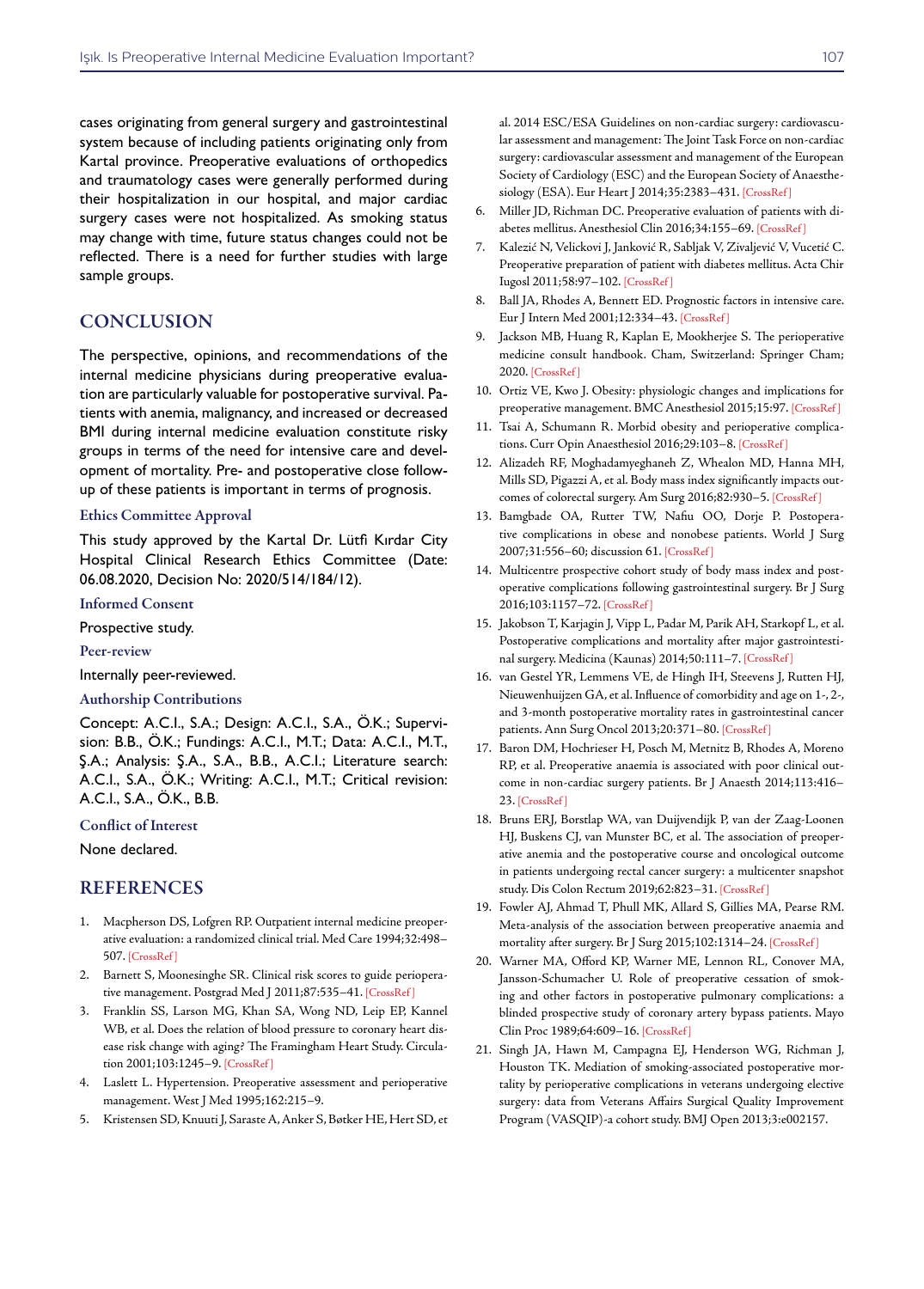cases originating from general surgery and gastrointestinal system because of including patients originating only from Kartal province. Preoperative evaluations of orthopedics and traumatology cases were generally performed during their hospitalization in our hospital, and major cardiac surgery cases were not hospitalized. As smoking status may change with time, future status changes could not be reflected. There is a need for further studies with large sample groups.

## CONCLUSION

The perspective, opinions, and recommendations of the internal medicine physicians during preoperative evaluation are particularly valuable for postoperative survival. Patients with anemia, malignancy, and increased or decreased BMI during internal medicine evaluation constitute risky groups in terms of the need for intensive care and development of mortality. Pre- and postoperative close follow-up of these patients is important in terms of prognosis.

### Ethics Committee Approval

This study approved by the Kartal Dr. Lütfi Kırdar City Hospital Clinical Research Ethics Committee (Date: 06.08.2020, Decision No: 2020/514/184/12).

### Informed Consent

Prospective study.

### Peer-review

Internally peer-reviewed.

### Authorship Contributions

Concept: A.C.I., S.A.; Design: A.C.I., S.A., Ö.K.; Supervision: B.B., Ö.K.; Fundings: A.C.I., M.T.; Data: A.C.I., M.T., Ş.A.; Analysis: Ş.A., S.A., B.B., A.C.I.; Literature search: A.C.I., S.A., Ö.K.; Writing: A.C.I., M.T.; Critical revision: A.C.I., S.A., Ö.K., B.B.

### Conflict of Interest

None declared.

## REFERENCES

1. Macpherson DS, Lofgren RP. Outpatient internal medicine preoperative evaluation: a randomized clinical trial. Med Care 1994;32:498–507. [CrossRef]
2. Barnett S, Moonesinghe SR. Clinical risk scores to guide perioperative management. Postgrad Med J 2011;87:535–41. [CrossRef]
3. Franklin SS, Larson MG, Khan SA, Wong ND, Leip EP, Kannel WB, et al. Does the relation of blood pressure to coronary heart disease risk change with aging? The Framingham Heart Study. Circulation 2001;103:1245–9. [CrossRef]
4. Laslett L. Hypertension. Preoperative assessment and perioperative management. West J Med 1995;162:215–9.
5. Kristensen SD, Knuuti J, Saraste A, Anker S, Bøtker HE, Hert SD, et al. 2014 ESC/ESA Guidelines on non-cardiac surgery: cardiovascular assessment and management: The Joint Task Force on non-cardiac surgery: cardiovascular assessment and management of the European Society of Cardiology (ESC) and the European Society of Anaesthesiology (ESA). Eur Heart J 2014;35:2383–431. [CrossRef]
6. Miller JD, Richman DC. Preoperative evaluation of patients with diabetes mellitus. Anesthesiol Clin 2016;34:155–69. [CrossRef]
7. Kalezić N, Velickovi J, Janković R, Sabljak V, Zivaljević V, Vucetić C. Preoperative preparation of patient with diabetes mellitus. Acta Chir Iugosl 2011;58:97–102. [CrossRef]
8. Ball JA, Rhodes A, Bennett ED. Prognostic factors in intensive care. Eur J Intern Med 2001;12:334–43. [CrossRef]
9. Jackson MB, Huang R, Kaplan E, Mookherjee S. The perioperative medicine consult handbook. Cham, Switzerland: Springer Cham; 2020. [CrossRef]
10. Ortiz VE, Kwo J. Obesity: physiologic changes and implications for preoperative management. BMC Anesthesiol 2015;15:97. [CrossRef]
11. Tsai A, Schumann R. Morbid obesity and perioperative complications. Curr Opin Anaesthesiol 2016;29:103–8. [CrossRef]
12. Alizadeh RF, Moghadamyeghaneh Z, Whealon MD, Hanna MH, Mills SD, Pigazzi A, et al. Body mass index significantly impacts outcomes of colorectal surgery. Am Surg 2016;82:930–5. [CrossRef]
13. Bamgbade OA, Rutter TW, Nafiu OO, Dorje P. Postoperative complications in obese and nonobese patients. World J Surg 2007;31:556–60; discussion 61. [CrossRef]
14. Multicentre prospective cohort study of body mass index and postoperative complications following gastrointestinal surgery. Br J Surg 2016;103:1157–72. [CrossRef]
15. Jakobson T, Karjagin J, Vipp L, Padar M, Parik AH, Starkopf L, et al. Postoperative complications and mortality after major gastrointestinal surgery. Medicina (Kaunas) 2014;50:111–7. [CrossRef]
16. van Gestel YR, Lemmens VE, de Hingh IH, Steevens J, Rutten HJ, Nieuwenhuijzen GA, et al. Influence of comorbidity and age on 1-, 2-, and 3-month postoperative mortality rates in gastrointestinal cancer patients. Ann Surg Oncol 2013;20:371–80. [CrossRef]
17. Baron DM, Hochrieser H, Posch M, Metnitz B, Rhodes A, Moreno RP, et al. Preoperative anaemia is associated with poor clinical outcome in non-cardiac surgery patients. Br J Anaesth 2014;113:416–23. [CrossRef]
18. Bruns ERJ, Borstlap WA, van Duijvendijk P, van der Zaag-Loonen HJ, Buskens CJ, van Munster BC, et al. The association of preoperative anemia and the postoperative course and oncological outcome in patients undergoing rectal cancer surgery: a multicenter snapshot study. Dis Colon Rectum 2019;62:823–31. [CrossRef]
19. Fowler AJ, Ahmad T, Phull MK, Allard S, Gillies MA, Pearse RM. Meta-analysis of the association between preoperative anaemia and mortality after surgery. Br J Surg 2015;102:1314–24. [CrossRef]
20. Warner MA, Offord KP, Warner ME, Lennon RL, Conover MA, Jansson-Schumacher U. Role of preoperative cessation of smoking and other factors in postoperative pulmonary complications: a blinded prospective study of coronary artery bypass patients. Mayo Clin Proc 1989;64:609–16. [CrossRef]
21. Singh JA, Hawn M, Campagna EJ, Henderson WG, Richman J, Houston TK. Mediation of smoking-associated postoperative mortality by perioperative complications in veterans undergoing elective surgery: data from Veterans Affairs Surgical Quality Improvement Program (VASQIP)-a cohort study. BMJ Open 2013;3:e002157.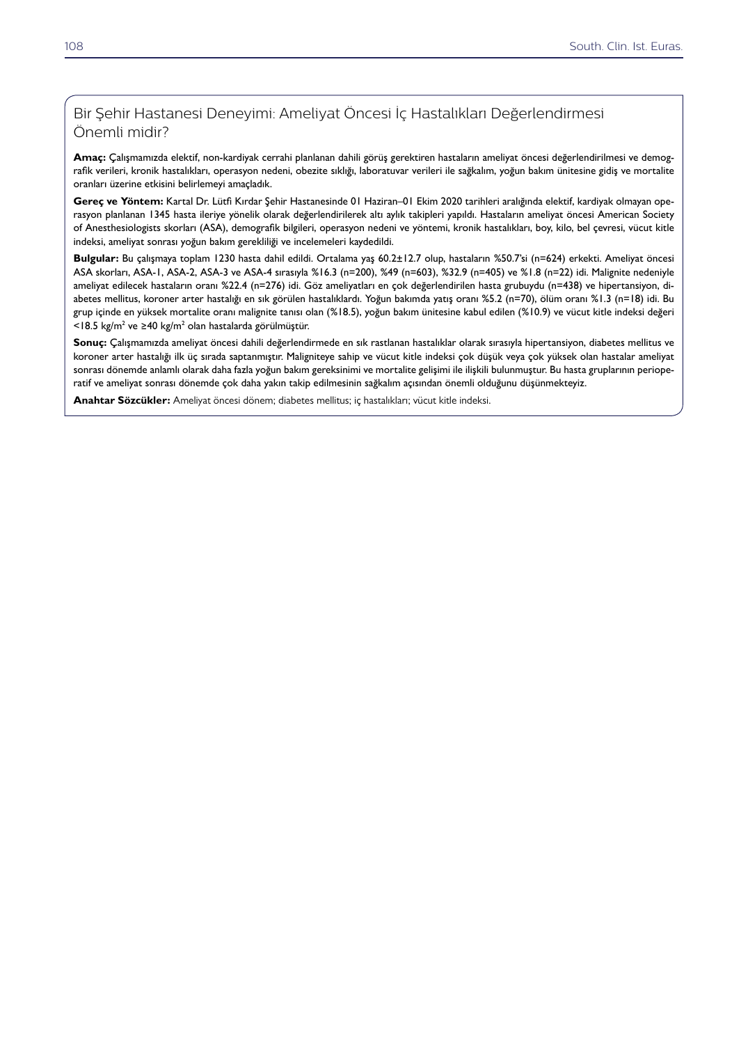# Bir Şehir Hastanesi Deneyimi: Ameliyat Öncesi İç Hastalıkları Değerlendirmesi Önemli midir?

**Amaç:** Çalışmamızda elektif, non-kardiyak cerrahi planlanan dahili görüş gerektiren hastaların ameliyat öncesi değerlendirilmesi ve demografik verileri, kronik hastalıkları, operasyon nedeni, obezite sıklığı, laboratuvar verileri ile sağkalım, yoğun bakım ünitesine gidiş ve mortalite oranları üzerine etkisini belirlemeyi amaçladık.

**Gereç ve Yöntem:** Kartal Dr. Lütfi Kırdar Şehir Hastanesinde 01 Haziran–01 Ekim 2020 tarihleri aralığında elektif, kardiyak olmayan operasyon planlanan 1345 hasta ileriye yönelik olarak değerlendirilerek altı aylık takipleri yapıldı. Hastaların ameliyat öncesi American Society of Anesthesiologists skorları (ASA), demografik bilgileri, operasyon nedeni ve yöntemi, kronik hastalıkları, boy, kilo, bel çevresi, vücut kitle indeksi, ameliyat sonrası yoğun bakım gerekliliği ve incelemeleri kaydedildi.

**Bulgular:** Bu çalışmaya toplam 1230 hasta dahil edildi. Ortalama yaş 60.2±12.7 olup, hastaların %50.7'si (n=624) erkekti. Ameliyat öncesi ASA skorları, ASA-1, ASA-2, ASA-3 ve ASA-4 sırasıyla %16.3 (n=200), %49 (n=603), %32.9 (n=405) ve %1.8 (n=22) idi. Malignite nedeniyle ameliyat edilecek hastaların oranı %22.4 (n=276) idi. Göz ameliyatları en çok değerlendirilen hasta grubuydu (n=438) ve hipertansiyon, diabetes mellitus, koroner arter hastalığı en sık görülen hastalıklardı. Yoğun bakımda yatış oranı %5.2 (n=70), ölüm oranı %1.3 (n=18) idi. Bu grup içinde en yüksek mortalite oranı malignite tanısı olan (%18.5), yoğun bakım ünitesine kabul edilen (%10.9) ve vücut kitle indeksi değeri <18.5 $kg/m^2$ ve ≥40 $kg/m^2$ olan hastalarda görülmüştür.

**Sonuç:** Çalışmamızda ameliyat öncesi dahili değerlendirmede en sık rastlanan hastalıklar olarak sırasıyla hipertansiyon, diabetes mellitus ve koroner arter hastalığı ilk üç sırada saptanmıştır. Maligniteye sahip ve vücut kitle indeksi çok düşük veya çok yüksek olan hastalar ameliyat sonrası dönemde anlamlı olarak daha fazla yoğun bakım gereksinimi ve mortalite gelişimi ile ilişkili bulunmuştur. Bu hasta gruplarının perioperatif ve ameliyat sonrası dönemde çok daha yakın takip edilmesinin sağkalım açısından önemli olduğunu düşünmekteyiz.

**Anahtar Sözcükler:** Ameliyat öncesi dönem; diabetes mellitus; iç hastalıkları; vücut kitle indeksi.